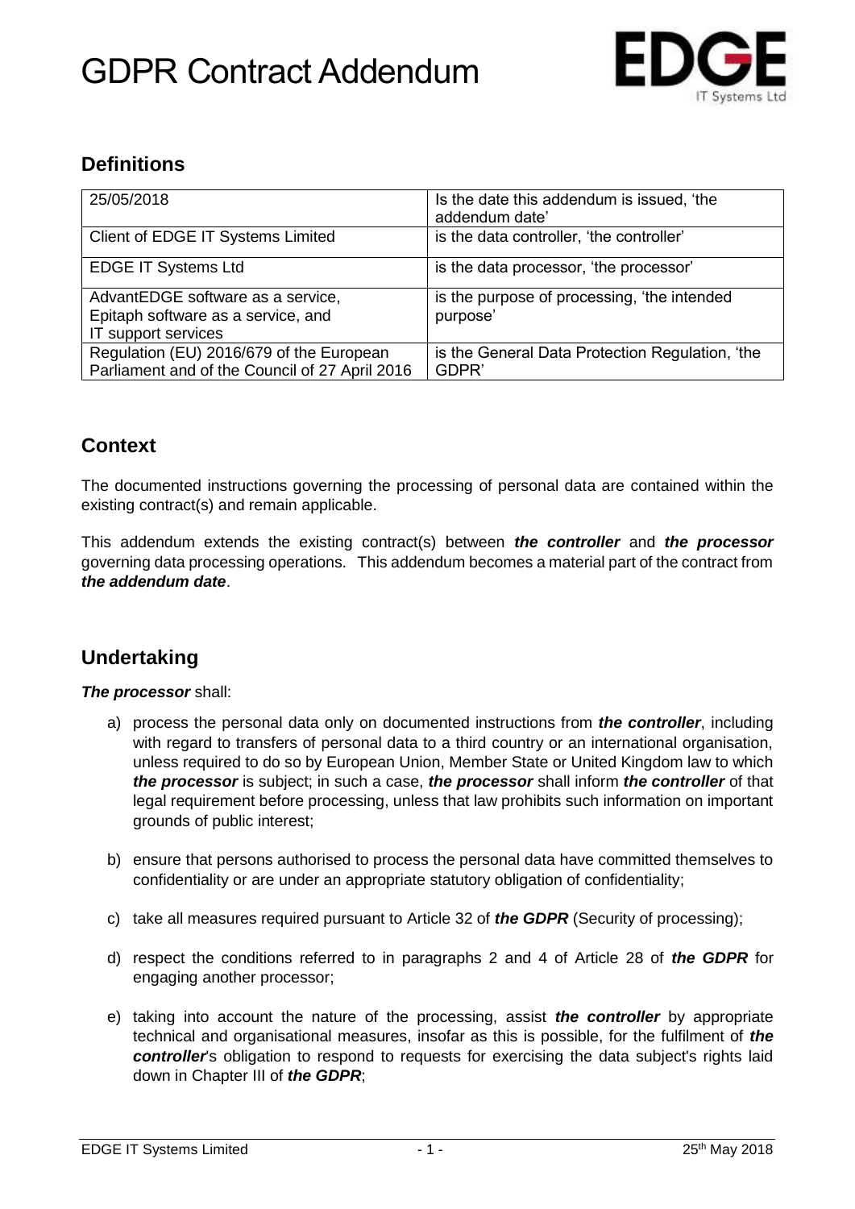# GDPR Contract Addendum

## Definitions

| 25/05/2018 | Is the date this addendum is issued, 'the addendum date' |
|---|---|
| Client of EDGE IT Systems Limited | is the data controller, 'the controller' |
| EDGE IT Systems Ltd | is the data processor, 'the processor' |
| AdvantEDGE software as a service, Epitaph software as a service, and IT support services | is the purpose of processing, 'the intended purpose' |
| Regulation (EU) 2016/679 of the European Parliament and of the Council of 27 April 2016 | is the General Data Protection Regulation, 'the GDPR' |

## Context

The documented instructions governing the processing of personal data are contained within the existing contract(s) and remain applicable.

This addendum extends the existing contract(s) between ***the controller*** and ***the processor*** governing data processing operations. This addendum becomes a material part of the contract from ***the addendum date***.

## Undertaking

***The processor*** shall:

a) process the personal data only on documented instructions from ***the controller***, including with regard to transfers of personal data to a third country or an international organisation, unless required to do so by European Union, Member State or United Kingdom law to which ***the processor*** is subject; in such a case, ***the processor*** shall inform ***the controller*** of that legal requirement before processing, unless that law prohibits such information on important grounds of public interest;

b) ensure that persons authorised to process the personal data have committed themselves to confidentiality or are under an appropriate statutory obligation of confidentiality;

c) take all measures required pursuant to Article 32 of ***the GDPR*** (Security of processing);

d) respect the conditions referred to in paragraphs 2 and 4 of Article 28 of ***the GDPR*** for engaging another processor;

e) taking into account the nature of the processing, assist ***the controller*** by appropriate technical and organisational measures, insofar as this is possible, for the fulfilment of ***the controller***'s obligation to respond to requests for exercising the data subject's rights laid down in Chapter III of ***the GDPR***;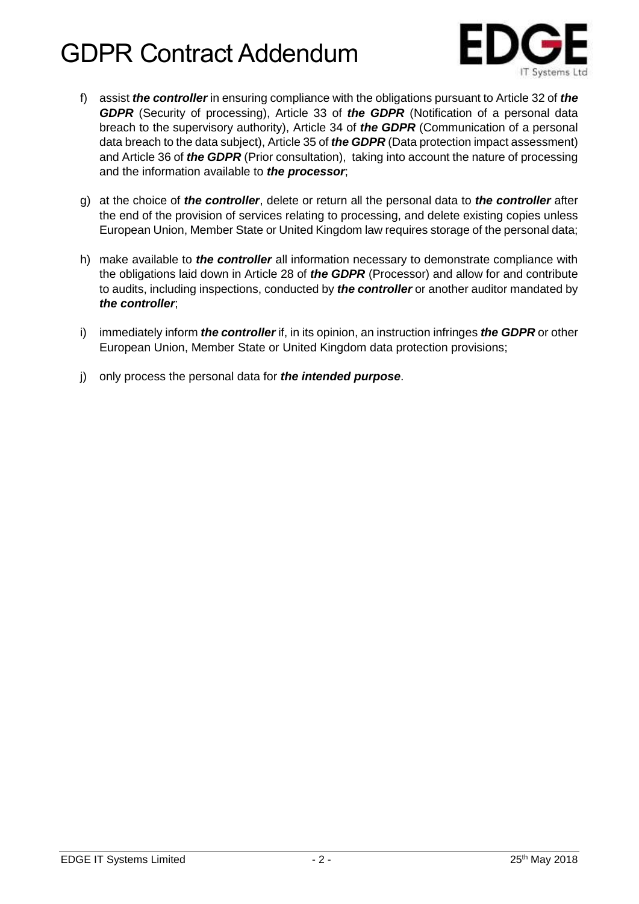f) assist ***the controller*** in ensuring compliance with the obligations pursuant to Article 32 of ***the GDPR*** (Security of processing), Article 33 of ***the GDPR*** (Notification of a personal data breach to the supervisory authority), Article 34 of ***the GDPR*** (Communication of a personal data breach to the data subject), Article 35 of ***the GDPR*** (Data protection impact assessment) and Article 36 of ***the GDPR*** (Prior consultation), taking into account the nature of processing and the information available to ***the processor***;

g) at the choice of ***the controller***, delete or return all the personal data to ***the controller*** after the end of the provision of services relating to processing, and delete existing copies unless European Union, Member State or United Kingdom law requires storage of the personal data;

h) make available to ***the controller*** all information necessary to demonstrate compliance with the obligations laid down in Article 28 of ***the GDPR*** (Processor) and allow for and contribute to audits, including inspections, conducted by ***the controller*** or another auditor mandated by ***the controller***;

i) immediately inform ***the controller*** if, in its opinion, an instruction infringes ***the GDPR*** or other European Union, Member State or United Kingdom data protection provisions;

j) only process the personal data for ***the intended purpose***.